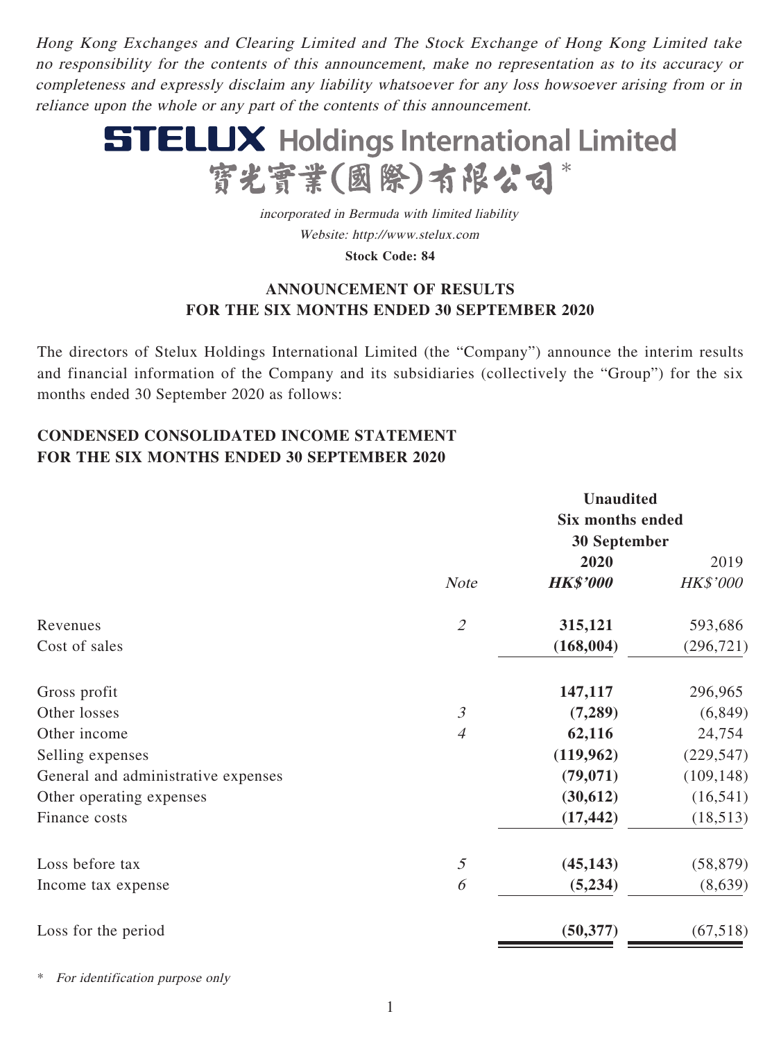*Hong Kong Exchanges and Clearing Limited and The Stock Exchange of Hong Kong Limited take no responsibility for the contents of this announcement, make no representation as to its accuracy or completeness and expressly disclaim any liability whatsoever for any loss howsoever arising from or in reliance upon the whole or any part of the contents of this announcement.*

# STELUX Holdings International Limited
# 寶光實業(國際)有限公司*

*incorporated in Bermuda with limited liability*

*Website: http://www.stelux.com*

**Stock Code: 84**

## ANNOUNCEMENT OF RESULTS FOR THE SIX MONTHS ENDED 30 SEPTEMBER 2020

The directors of Stelux Holdings International Limited (the "Company") announce the interim results and financial information of the Company and its subsidiaries (collectively the "Group") for the six months ended 30 September 2020 as follows:

## CONDENSED CONSOLIDATED INCOME STATEMENT FOR THE SIX MONTHS ENDED 30 SEPTEMBER 2020

| | | Unaudited Six months ended 30 September | |
|---|---|---|---|
| | | **2020** | 2019 |
| | *Note* | ***HK$'000*** | *HK$'000* |
| Revenues | *2* | **315,121** | 593,686 |
| Cost of sales | | **(168,004)** | (296,721) |
| Gross profit | | **147,117** | 296,965 |
| Other losses | *3* | **(7,289)** | (6,849) |
| Other income | *4* | **62,116** | 24,754 |
| Selling expenses | | **(119,962)** | (229,547) |
| General and administrative expenses | | **(79,071)** | (109,148) |
| Other operating expenses | | **(30,612)** | (16,541) |
| Finance costs | | **(17,442)** | (18,513) |
| Loss before tax | *5* | **(45,143)** | (58,879) |
| Income tax expense | *6* | **(5,234)** | (8,639) |
| Loss for the period | | **(50,377)** | (67,518) |

\* *For identification purpose only*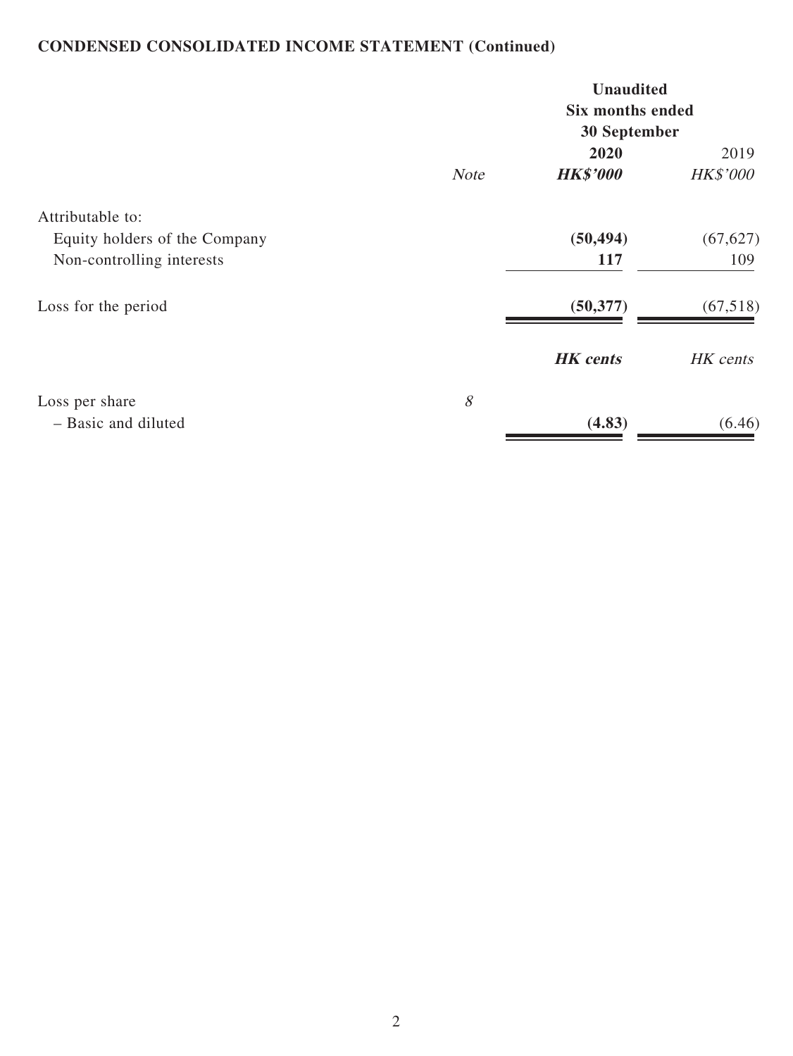**CONDENSED CONSOLIDATED INCOME STATEMENT (Continued)**

| | | Unaudited | |
|---|---|---|---|
| | | Six months ended 30 September | |
| | | **2020** | 2019 |
| | *Note* | ***HK$'000*** | *HK$'000* |
| Attributable to: | | | |
| Equity holders of the Company | | **(50,494)** | (67,627) |
| Non-controlling interests | | **117** | 109 |
| Loss for the period | | **(50,377)** | (67,518) |
| | | ***HK cents*** | *HK cents* |
| Loss per share | *8* | | |
| – Basic and diluted | | **(4.83)** | (6.46) |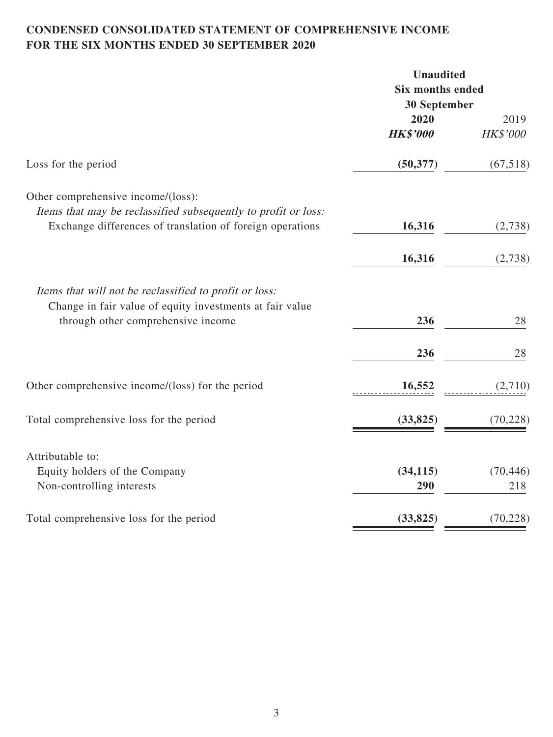# CONDENSED CONSOLIDATED STATEMENT OF COMPREHENSIVE INCOME FOR THE SIX MONTHS ENDED 30 SEPTEMBER 2020

| | Unaudited Six months ended 30 September | |
|---|---|---|
| | **2020** | 2019 |
| | ***HK$'000*** | *HK$'000* |
| Loss for the period | **(50,377)** | (67,518) |
| Other comprehensive income/(loss): | | |
| *Items that may be reclassified subsequently to profit or loss:* | | |
| Exchange differences of translation of foreign operations | **16,316** | (2,738) |
| | **16,316** | (2,738) |
| *Items that will not be reclassified to profit or loss:* | | |
| Change in fair value of equity investments at fair value through other comprehensive income | **236** | 28 |
| | **236** | 28 |
| Other comprehensive income/(loss) for the period | **16,552** | (2,710) |
| Total comprehensive loss for the period | **(33,825)** | (70,228) |
| Attributable to: | | |
| Equity holders of the Company | **(34,115)** | (70,446) |
| Non-controlling interests | **290** | 218 |
| Total comprehensive loss for the period | **(33,825)** | (70,228) |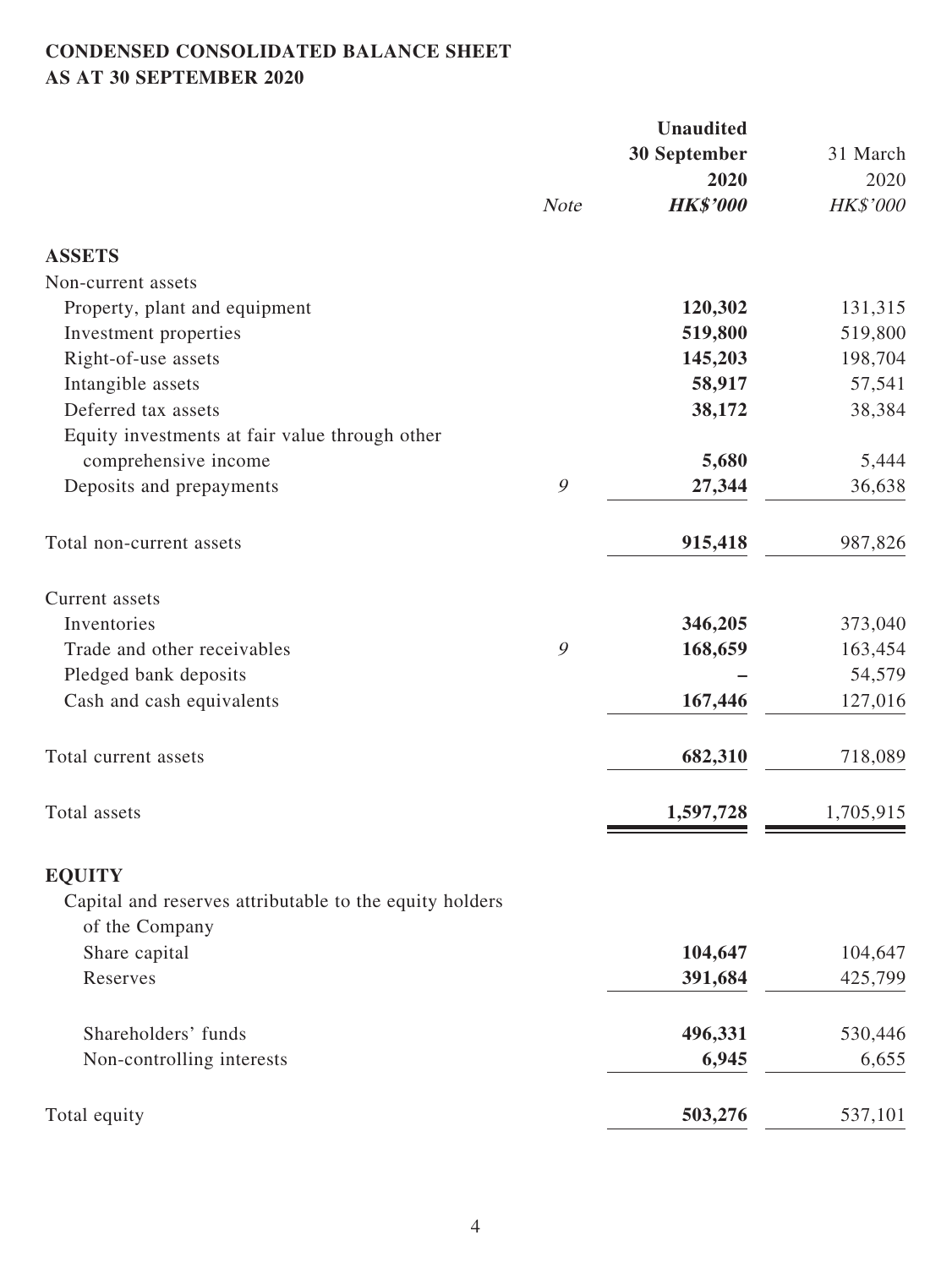**CONDENSED CONSOLIDATED BALANCE SHEET**
**AS AT 30 SEPTEMBER 2020**

| | *Note* | **Unaudited 30 September 2020 *HK$'000*** | 31 March 2020 *HK$'000* |
|---|---|---|---|
| **ASSETS** | | | |
| Non-current assets | | | |
| Property, plant and equipment | | **120,302** | 131,315 |
| Investment properties | | **519,800** | 519,800 |
| Right-of-use assets | | **145,203** | 198,704 |
| Intangible assets | | **58,917** | 57,541 |
| Deferred tax assets | | **38,172** | 38,384 |
| Equity investments at fair value through other comprehensive income | | **5,680** | 5,444 |
| Deposits and prepayments | 9 | **27,344** | 36,638 |
| Total non-current assets | | **915,418** | 987,826 |
| Current assets | | | |
| Inventories | | **346,205** | 373,040 |
| Trade and other receivables | 9 | **168,659** | 163,454 |
| Pledged bank deposits | | **–** | 54,579 |
| Cash and cash equivalents | | **167,446** | 127,016 |
| Total current assets | | **682,310** | 718,089 |
| Total assets | | **1,597,728** | 1,705,915 |
| **EQUITY** | | | |
| Capital and reserves attributable to the equity holders of the Company | | | |
| Share capital | | **104,647** | 104,647 |
| Reserves | | **391,684** | 425,799 |
| Shareholders' funds | | **496,331** | 530,446 |
| Non-controlling interests | | **6,945** | 6,655 |
| Total equity | | **503,276** | 537,101 |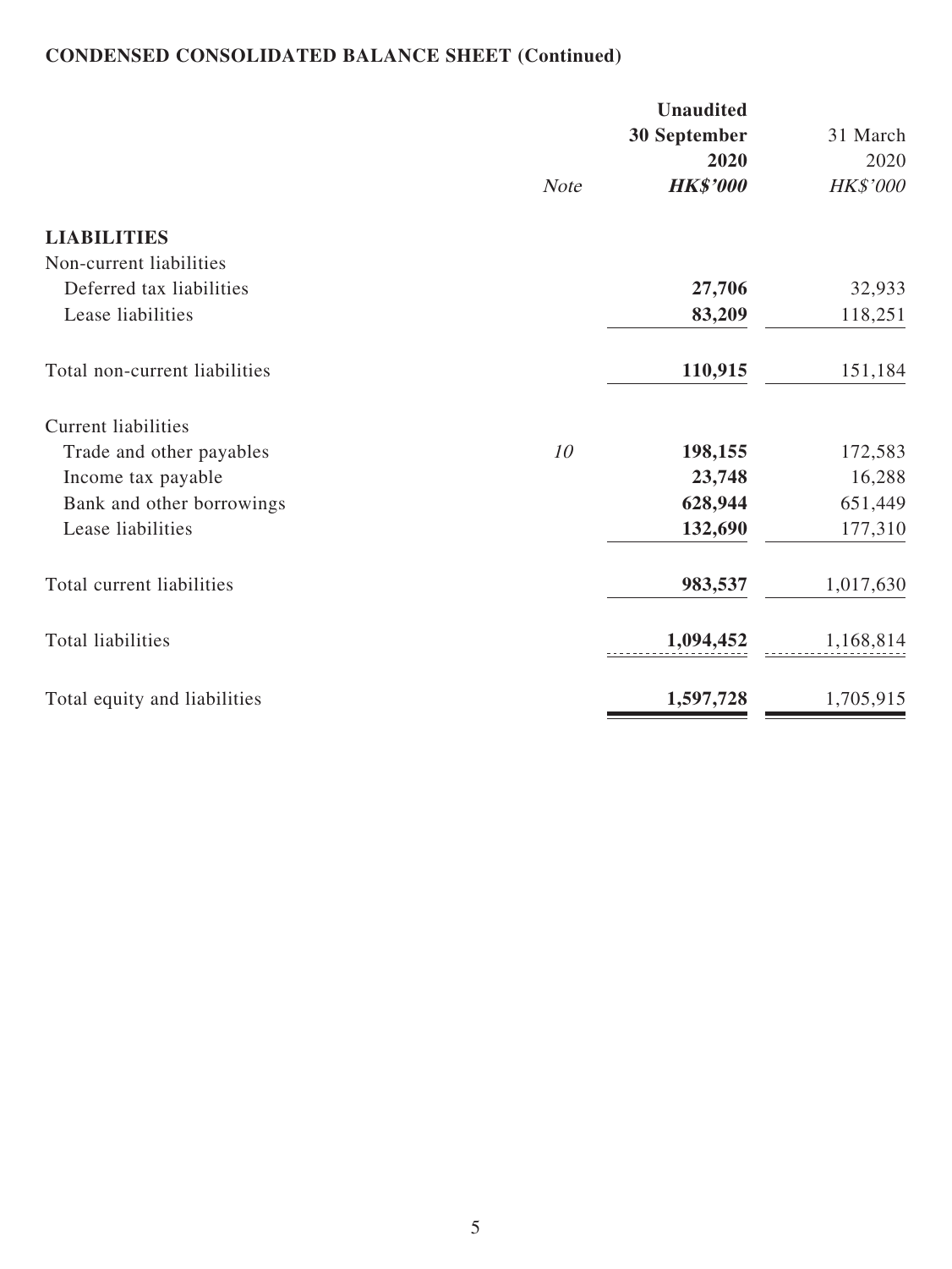## CONDENSED CONSOLIDATED BALANCE SHEET (Continued)

| | Note | Unaudited 30 September 2020 HK$'000 | 31 March 2020 HK$'000 |
|---|---|---|---|
| **LIABILITIES** | | | |
| Non-current liabilities | | | |
| Deferred tax liabilities | | **27,706** | 32,933 |
| Lease liabilities | | **83,209** | 118,251 |
| Total non-current liabilities | | **110,915** | 151,184 |
| Current liabilities | | | |
| Trade and other payables | *10* | **198,155** | 172,583 |
| Income tax payable | | **23,748** | 16,288 |
| Bank and other borrowings | | **628,944** | 651,449 |
| Lease liabilities | | **132,690** | 177,310 |
| Total current liabilities | | **983,537** | 1,017,630 |
| Total liabilities | | **1,094,452** | 1,168,814 |
| Total equity and liabilities | | **1,597,728** | 1,705,915 |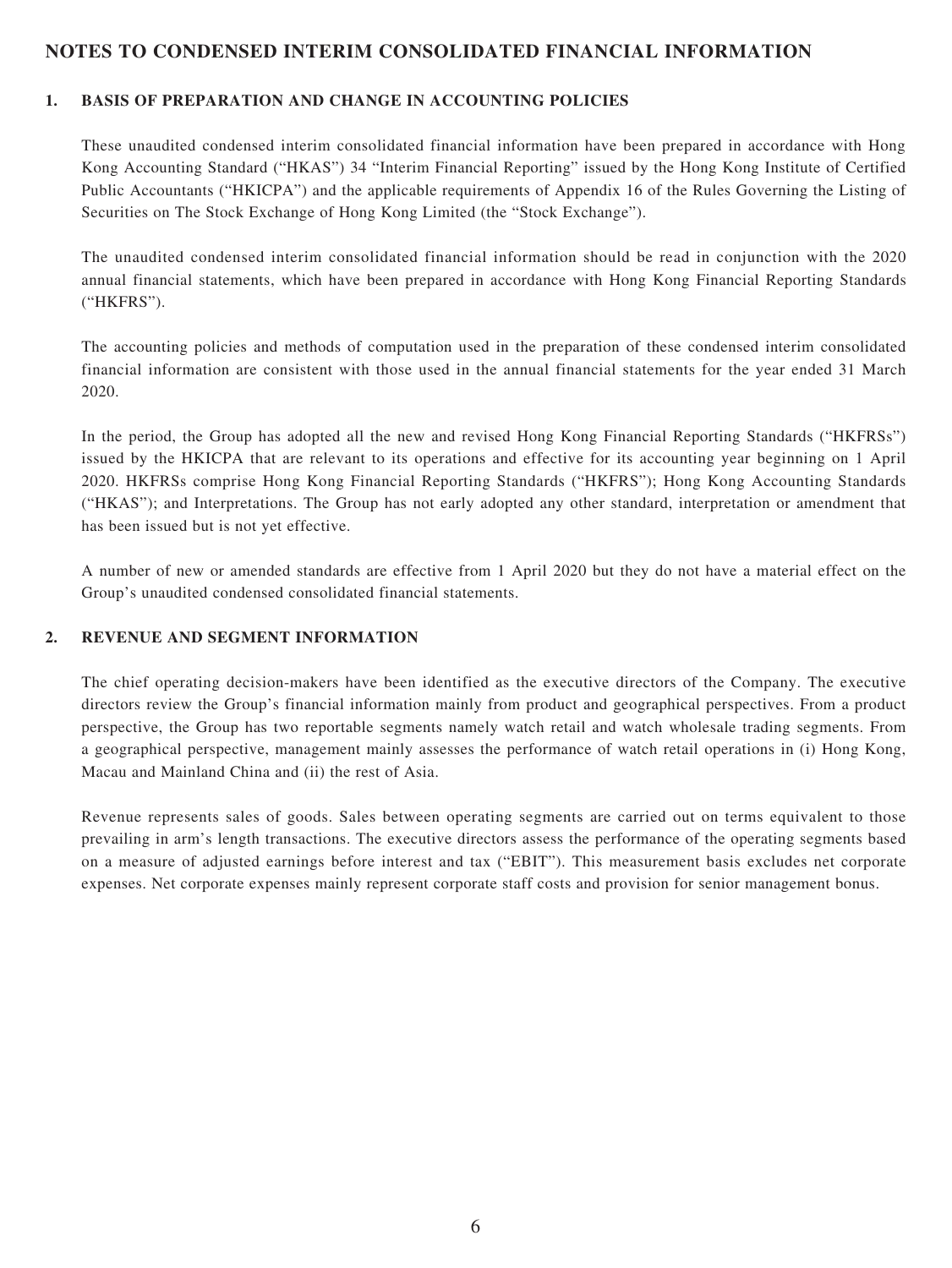## NOTES TO CONDENSED INTERIM CONSOLIDATED FINANCIAL INFORMATION

### 1. BASIS OF PREPARATION AND CHANGE IN ACCOUNTING POLICIES

These unaudited condensed interim consolidated financial information have been prepared in accordance with Hong Kong Accounting Standard ("HKAS") 34 "Interim Financial Reporting" issued by the Hong Kong Institute of Certified Public Accountants ("HKICPA") and the applicable requirements of Appendix 16 of the Rules Governing the Listing of Securities on The Stock Exchange of Hong Kong Limited (the "Stock Exchange").

The unaudited condensed interim consolidated financial information should be read in conjunction with the 2020 annual financial statements, which have been prepared in accordance with Hong Kong Financial Reporting Standards ("HKFRS").

The accounting policies and methods of computation used in the preparation of these condensed interim consolidated financial information are consistent with those used in the annual financial statements for the year ended 31 March 2020.

In the period, the Group has adopted all the new and revised Hong Kong Financial Reporting Standards ("HKFRSs") issued by the HKICPA that are relevant to its operations and effective for its accounting year beginning on 1 April 2020. HKFRSs comprise Hong Kong Financial Reporting Standards ("HKFRS"); Hong Kong Accounting Standards ("HKAS"); and Interpretations. The Group has not early adopted any other standard, interpretation or amendment that has been issued but is not yet effective.

A number of new or amended standards are effective from 1 April 2020 but they do not have a material effect on the Group's unaudited condensed consolidated financial statements.

### 2. REVENUE AND SEGMENT INFORMATION

The chief operating decision-makers have been identified as the executive directors of the Company. The executive directors review the Group's financial information mainly from product and geographical perspectives. From a product perspective, the Group has two reportable segments namely watch retail and watch wholesale trading segments. From a geographical perspective, management mainly assesses the performance of watch retail operations in (i) Hong Kong, Macau and Mainland China and (ii) the rest of Asia.

Revenue represents sales of goods. Sales between operating segments are carried out on terms equivalent to those prevailing in arm's length transactions. The executive directors assess the performance of the operating segments based on a measure of adjusted earnings before interest and tax ("EBIT"). This measurement basis excludes net corporate expenses. Net corporate expenses mainly represent corporate staff costs and provision for senior management bonus.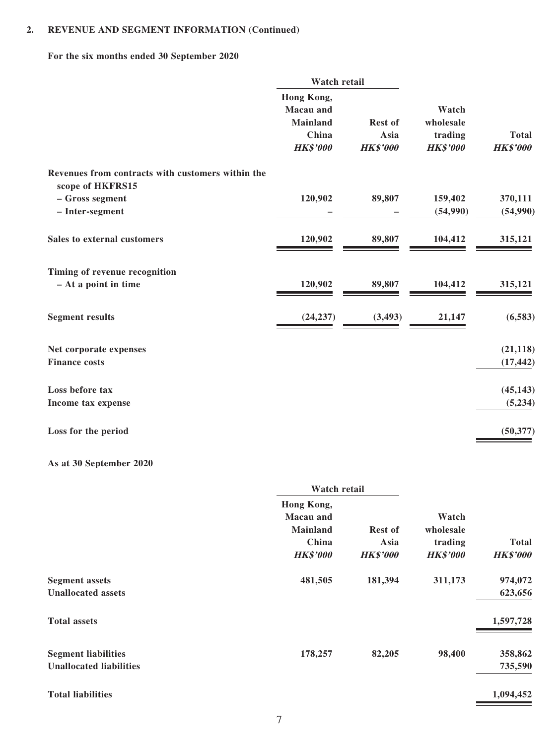## 2. REVENUE AND SEGMENT INFORMATION (Continued)

**For the six months ended 30 September 2020**

| | Watch retail | | | |
|---|---|---|---|---|
| | Hong Kong, Macau and Mainland China *HK$'000* | Rest of Asia *HK$'000* | Watch wholesale trading *HK$'000* | Total *HK$'000* |
| **Revenues from contracts with customers within the scope of HKFRS15** | | | | |
| – Gross segment | 120,902 | 89,807 | 159,402 | 370,111 |
| – Inter-segment | – | – | (54,990) | (54,990) |
| **Sales to external customers** | 120,902 | 89,807 | 104,412 | 315,121 |
| **Timing of revenue recognition** | | | | |
| – At a point in time | 120,902 | 89,807 | 104,412 | 315,121 |
| **Segment results** | (24,237) | (3,493) | 21,147 | (6,583) |
| **Net corporate expenses** | | | | (21,118) |
| **Finance costs** | | | | (17,442) |
| **Loss before tax** | | | | (45,143) |
| **Income tax expense** | | | | (5,234) |
| **Loss for the period** | | | | (50,377) |

**As at 30 September 2020**

| | Watch retail | | | |
|---|---|---|---|---|
| | Hong Kong, Macau and Mainland China *HK$'000* | Rest of Asia *HK$'000* | Watch wholesale trading *HK$'000* | Total *HK$'000* |
| **Segment assets** | 481,505 | 181,394 | 311,173 | 974,072 |
| **Unallocated assets** | | | | 623,656 |
| **Total assets** | | | | 1,597,728 |
| **Segment liabilities** | 178,257 | 82,205 | 98,400 | 358,862 |
| **Unallocated liabilities** | | | | 735,590 |
| **Total liabilities** | | | | 1,094,452 |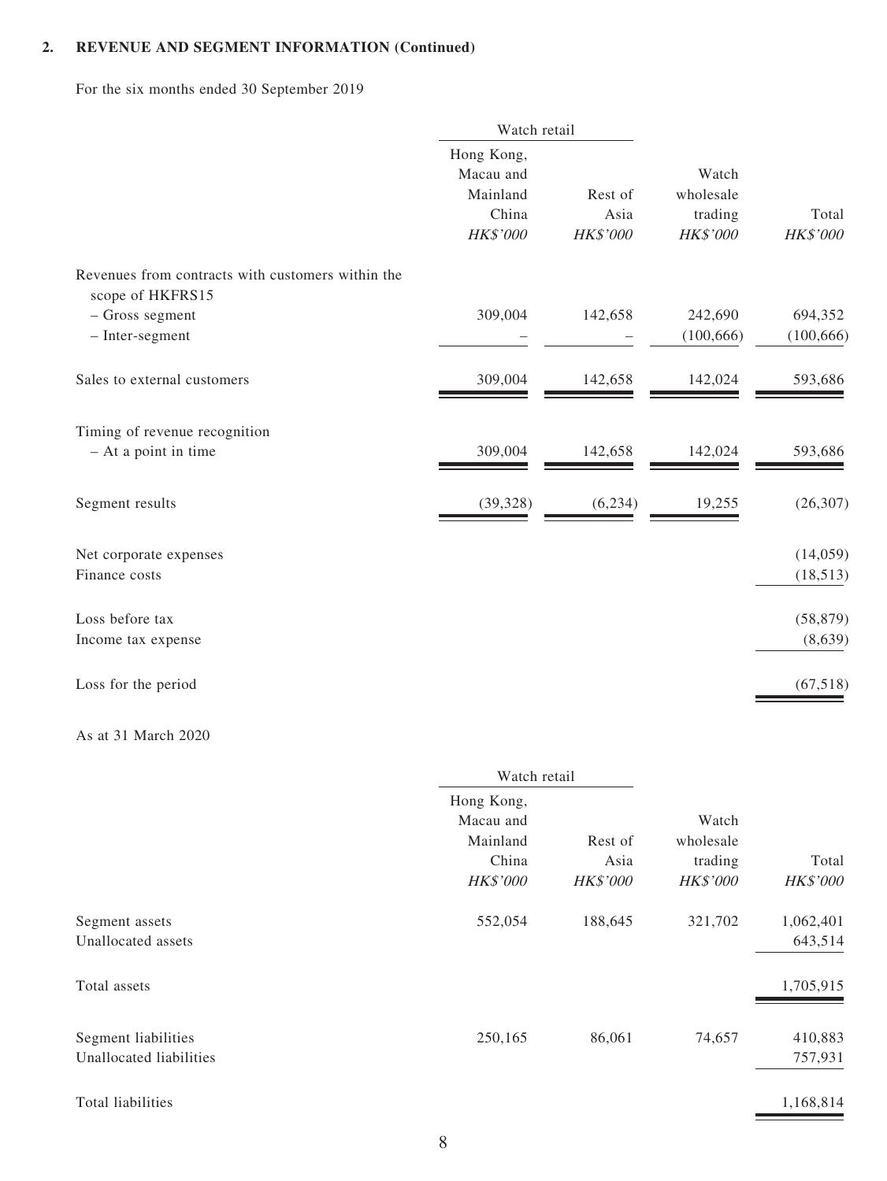## 2. REVENUE AND SEGMENT INFORMATION (Continued)

For the six months ended 30 September 2019

| | Watch retail | | | |
|---|---|---|---|---|
| | Hong Kong, Macau and Mainland China *HK$'000* | Rest of Asia *HK$'000* | Watch wholesale trading *HK$'000* | Total *HK$'000* |
| Revenues from contracts with customers within the scope of HKFRS15 | | | | |
| – Gross segment | 309,004 | 142,658 | 242,690 | 694,352 |
| – Inter-segment | – | – | (100,666) | (100,666) |
| Sales to external customers | 309,004 | 142,658 | 142,024 | 593,686 |
| Timing of revenue recognition | | | | |
| – At a point in time | 309,004 | 142,658 | 142,024 | 593,686 |
| Segment results | (39,328) | (6,234) | 19,255 | (26,307) |
| Net corporate expenses | | | | (14,059) |
| Finance costs | | | | (18,513) |
| Loss before tax | | | | (58,879) |
| Income tax expense | | | | (8,639) |
| Loss for the period | | | | (67,518) |

As at 31 March 2020

| | Watch retail | | | |
|---|---|---|---|---|
| | Hong Kong, Macau and Mainland China *HK$'000* | Rest of Asia *HK$'000* | Watch wholesale trading *HK$'000* | Total *HK$'000* |
| Segment assets | 552,054 | 188,645 | 321,702 | 1,062,401 |
| Unallocated assets | | | | 643,514 |
| Total assets | | | | 1,705,915 |
| Segment liabilities | 250,165 | 86,061 | 74,657 | 410,883 |
| Unallocated liabilities | | | | 757,931 |
| Total liabilities | | | | 1,168,814 |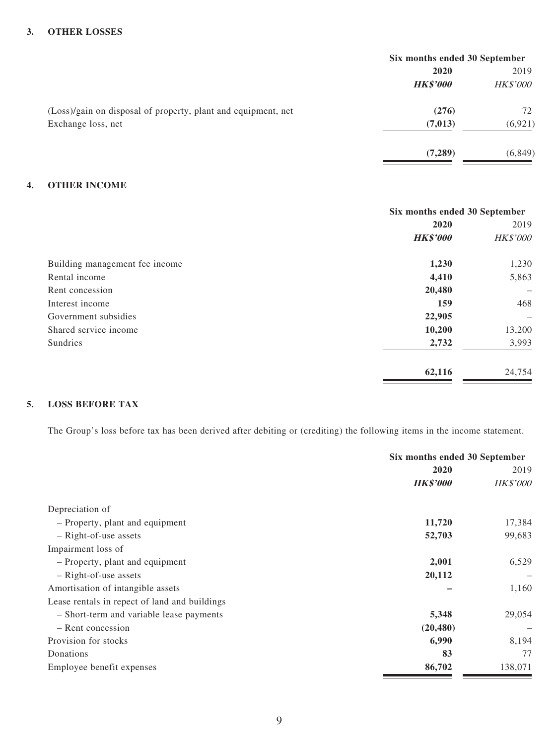## 3. OTHER LOSSES

| | Six months ended 30 September | |
|---|---|---|
| | **2020** | 2019 |
| | ***HK$'000*** | *HK$'000* |
| (Loss)/gain on disposal of property, plant and equipment, net | **(276)** | 72 |
| Exchange loss, net | **(7,013)** | (6,921) |
| | **(7,289)** | (6,849) |

## 4. OTHER INCOME

| | Six months ended 30 September | |
|---|---|---|
| | **2020** | 2019 |
| | ***HK$'000*** | *HK$'000* |
| Building management fee income | **1,230** | 1,230 |
| Rental income | **4,410** | 5,863 |
| Rent concession | **20,480** | – |
| Interest income | **159** | 468 |
| Government subsidies | **22,905** | – |
| Shared service income | **10,200** | 13,200 |
| Sundries | **2,732** | 3,993 |
| | **62,116** | 24,754 |

## 5. LOSS BEFORE TAX

The Group's loss before tax has been derived after debiting or (crediting) the following items in the income statement.

| | Six months ended 30 September | |
|---|---|---|
| | **2020** | 2019 |
| | ***HK$'000*** | *HK$'000* |
| Depreciation of | | |
| – Property, plant and equipment | **11,720** | 17,384 |
| – Right-of-use assets | **52,703** | 99,683 |
| Impairment loss of | | |
| – Property, plant and equipment | **2,001** | 6,529 |
| – Right-of-use assets | **20,112** | – |
| Amortisation of intangible assets | **–** | 1,160 |
| Lease rentals in repect of land and buildings | | |
| – Short-term and variable lease payments | **5,348** | 29,054 |
| – Rent concession | **(20,480)** | – |
| Provision for stocks | **6,990** | 8,194 |
| Donations | **83** | 77 |
| Employee benefit expenses | **86,702** | 138,071 |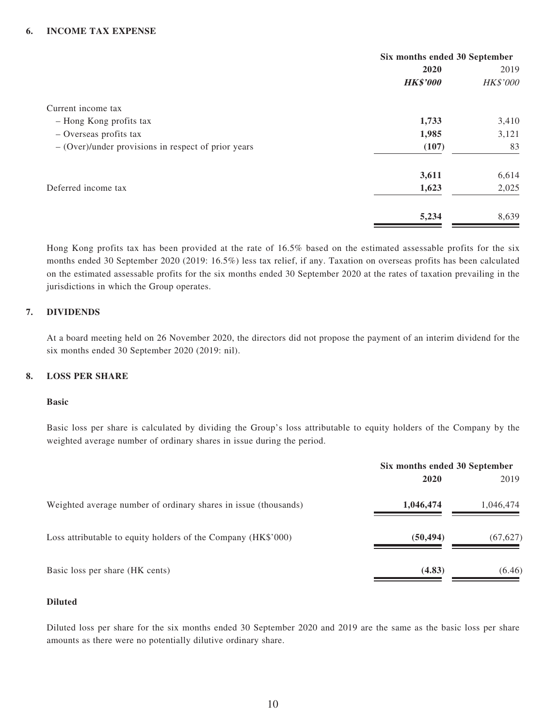### 6. INCOME TAX EXPENSE

| | Six months ended 30 September | |
|---|---|---|
| | **2020** | 2019 |
| | ***HK$'000*** | *HK$'000* |
| Current income tax | | |
| – Hong Kong profits tax | **1,733** | 3,410 |
| – Overseas profits tax | **1,985** | 3,121 |
| – (Over)/under provisions in respect of prior years | **(107)** | 83 |
| | **3,611** | 6,614 |
| Deferred income tax | **1,623** | 2,025 |
| | **5,234** | 8,639 |

Hong Kong profits tax has been provided at the rate of 16.5% based on the estimated assessable profits for the six months ended 30 September 2020 (2019: 16.5%) less tax relief, if any. Taxation on overseas profits has been calculated on the estimated assessable profits for the six months ended 30 September 2020 at the rates of taxation prevailing in the jurisdictions in which the Group operates.

### 7. DIVIDENDS

At a board meeting held on 26 November 2020, the directors did not propose the payment of an interim dividend for the six months ended 30 September 2020 (2019: nil).

### 8. LOSS PER SHARE

**Basic**

Basic loss per share is calculated by dividing the Group's loss attributable to equity holders of the Company by the weighted average number of ordinary shares in issue during the period.

| | Six months ended 30 September | |
|---|---|---|
| | **2020** | 2019 |
| Weighted average number of ordinary shares in issue (thousands) | **1,046,474** | 1,046,474 |
| Loss attributable to equity holders of the Company (HK$'000) | **(50,494)** | (67,627) |
| Basic loss per share (HK cents) | **(4.83)** | (6.46) |

**Diluted**

Diluted loss per share for the six months ended 30 September 2020 and 2019 are the same as the basic loss per share amounts as there were no potentially dilutive ordinary share.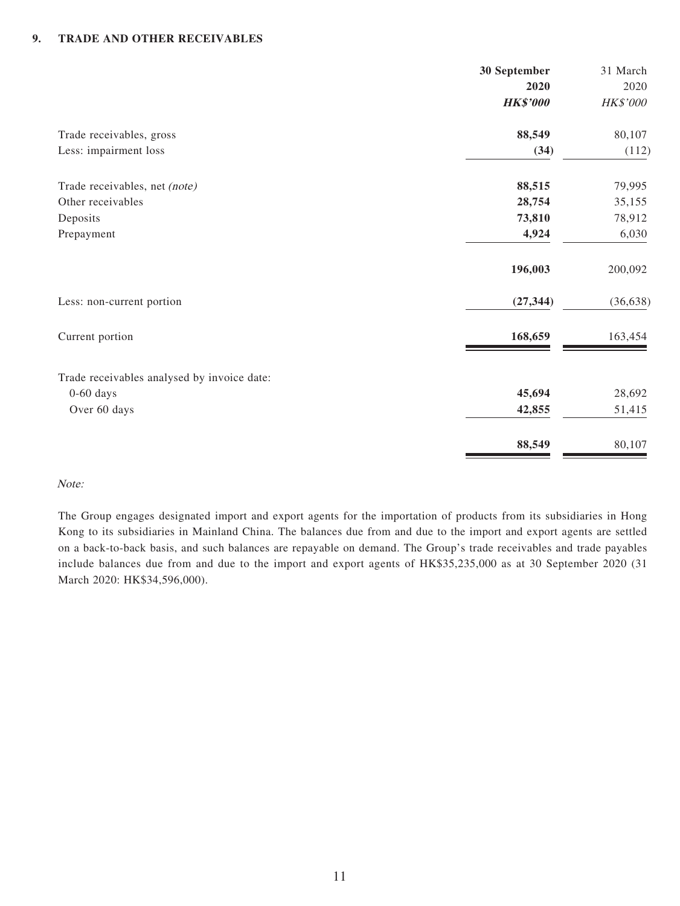## 9. TRADE AND OTHER RECEIVABLES

| | **30 September 2020** | 31 March 2020 |
|---|---|---|
| | ***HK$'000*** | *HK$'000* |
| Trade receivables, gross | **88,549** | 80,107 |
| Less: impairment loss | **(34)** | (112) |
| Trade receivables, net *(note)* | **88,515** | 79,995 |
| Other receivables | **28,754** | 35,155 |
| Deposits | **73,810** | 78,912 |
| Prepayment | **4,924** | 6,030 |
| | **196,003** | 200,092 |
| Less: non-current portion | **(27,344)** | (36,638) |
| Current portion | **168,659** | 163,454 |
| Trade receivables analysed by invoice date: | | |
| 0-60 days | **45,694** | 28,692 |
| Over 60 days | **42,855** | 51,415 |
| | **88,549** | 80,107 |

*Note:*

The Group engages designated import and export agents for the importation of products from its subsidiaries in Hong Kong to its subsidiaries in Mainland China. The balances due from and due to the import and export agents are settled on a back-to-back basis, and such balances are repayable on demand. The Group's trade receivables and trade payables include balances due from and due to the import and export agents of HK$35,235,000 as at 30 September 2020 (31 March 2020: HK$34,596,000).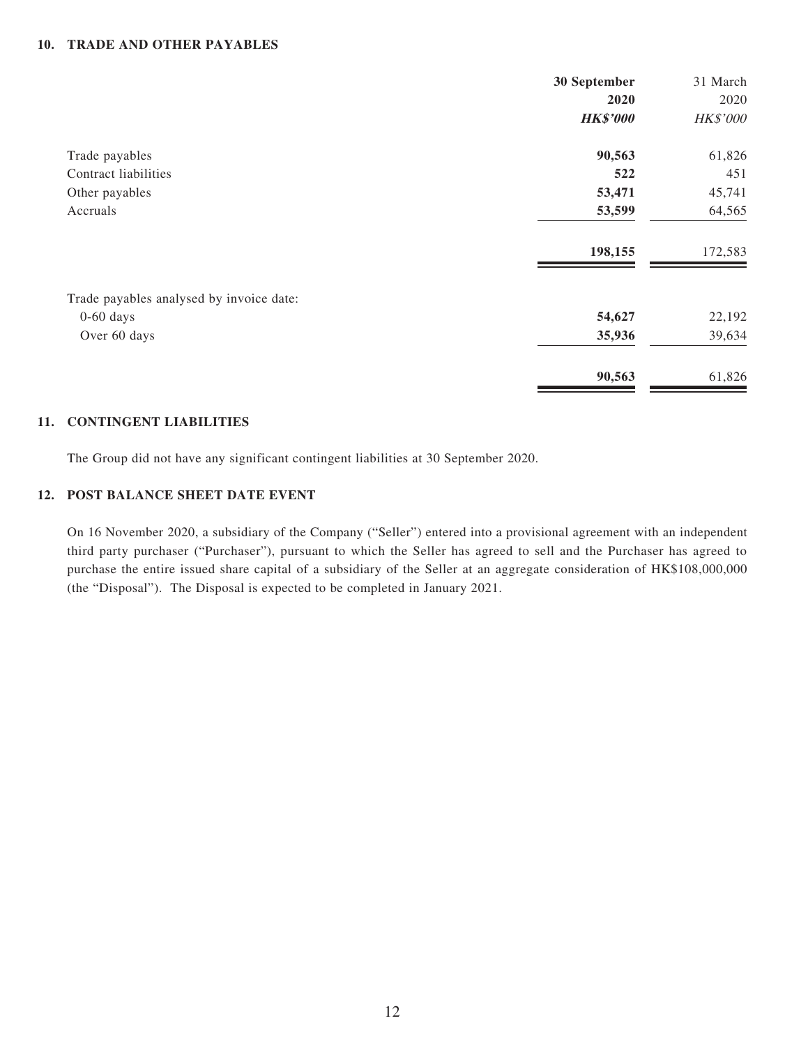## 10. TRADE AND OTHER PAYABLES

| | **30 September 2020** | 31 March 2020 |
|---|---|---|
| | ***HK$'000*** | *HK$'000* |
| Trade payables | **90,563** | 61,826 |
| Contract liabilities | **522** | 451 |
| Other payables | **53,471** | 45,741 |
| Accruals | **53,599** | 64,565 |
| | **198,155** | 172,583 |
| Trade payables analysed by invoice date: | | |
| 0-60 days | **54,627** | 22,192 |
| Over 60 days | **35,936** | 39,634 |
| | **90,563** | 61,826 |

## 11. CONTINGENT LIABILITIES

The Group did not have any significant contingent liabilities at 30 September 2020.

## 12. POST BALANCE SHEET DATE EVENT

On 16 November 2020, a subsidiary of the Company ("Seller") entered into a provisional agreement with an independent third party purchaser ("Purchaser"), pursuant to which the Seller has agreed to sell and the Purchaser has agreed to purchase the entire issued share capital of a subsidiary of the Seller at an aggregate consideration of HK$108,000,000 (the "Disposal"). The Disposal is expected to be completed in January 2021.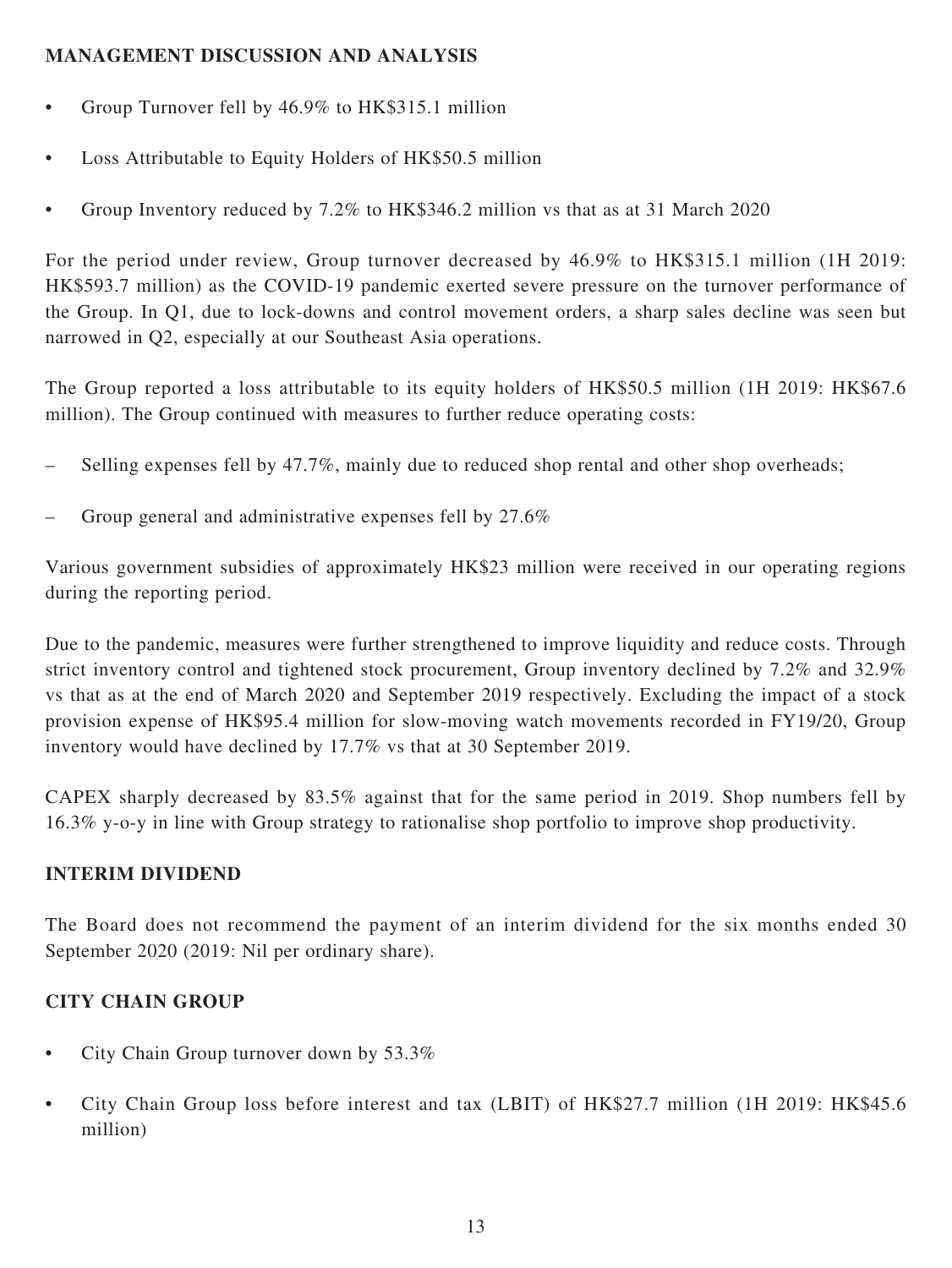## MANAGEMENT DISCUSSION AND ANALYSIS

- Group Turnover fell by 46.9% to HK$315.1 million
- Loss Attributable to Equity Holders of HK$50.5 million
- Group Inventory reduced by 7.2% to HK$346.2 million vs that as at 31 March 2020

For the period under review, Group turnover decreased by 46.9% to HK$315.1 million (1H 2019: HK$593.7 million) as the COVID-19 pandemic exerted severe pressure on the turnover performance of the Group. In Q1, due to lock-downs and control movement orders, a sharp sales decline was seen but narrowed in Q2, especially at our Southeast Asia operations.

The Group reported a loss attributable to its equity holders of HK$50.5 million (1H 2019: HK$67.6 million). The Group continued with measures to further reduce operating costs:

– Selling expenses fell by 47.7%, mainly due to reduced shop rental and other shop overheads;

– Group general and administrative expenses fell by 27.6%

Various government subsidies of approximately HK$23 million were received in our operating regions during the reporting period.

Due to the pandemic, measures were further strengthened to improve liquidity and reduce costs. Through strict inventory control and tightened stock procurement, Group inventory declined by 7.2% and 32.9% vs that as at the end of March 2020 and September 2019 respectively. Excluding the impact of a stock provision expense of HK$95.4 million for slow-moving watch movements recorded in FY19/20, Group inventory would have declined by 17.7% vs that at 30 September 2019.

CAPEX sharply decreased by 83.5% against that for the same period in 2019. Shop numbers fell by 16.3% y-o-y in line with Group strategy to rationalise shop portfolio to improve shop productivity.

## INTERIM DIVIDEND

The Board does not recommend the payment of an interim dividend for the six months ended 30 September 2020 (2019: Nil per ordinary share).

## CITY CHAIN GROUP

- City Chain Group turnover down by 53.3%
- City Chain Group loss before interest and tax (LBIT) of HK$27.7 million (1H 2019: HK$45.6 million)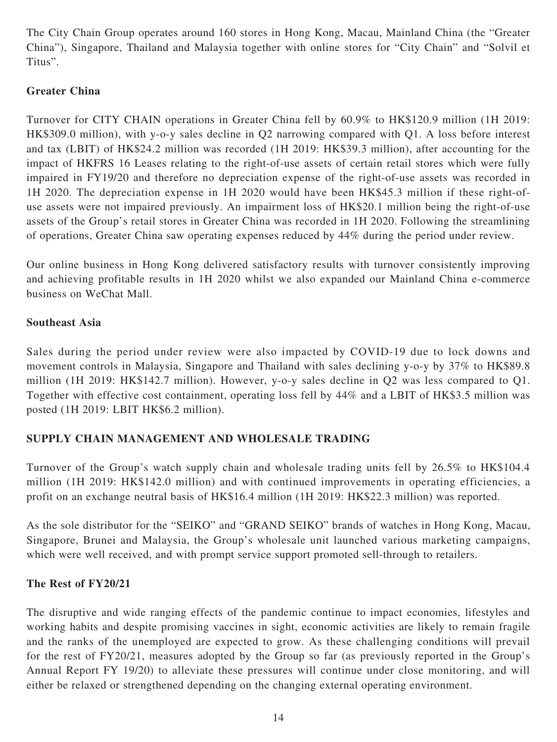The City Chain Group operates around 160 stores in Hong Kong, Macau, Mainland China (the "Greater China"), Singapore, Thailand and Malaysia together with online stores for "City Chain" and "Solvil et Titus".

### Greater China

Turnover for CITY CHAIN operations in Greater China fell by 60.9% to HK$120.9 million (1H 2019: HK$309.0 million), with y-o-y sales decline in Q2 narrowing compared with Q1. A loss before interest and tax (LBIT) of HK$24.2 million was recorded (1H 2019: HK$39.3 million), after accounting for the impact of HKFRS 16 Leases relating to the right-of-use assets of certain retail stores which were fully impaired in FY19/20 and therefore no depreciation expense of the right-of-use assets was recorded in 1H 2020. The depreciation expense in 1H 2020 would have been HK$45.3 million if these right-of-use assets were not impaired previously. An impairment loss of HK$20.1 million being the right-of-use assets of the Group's retail stores in Greater China was recorded in 1H 2020. Following the streamlining of operations, Greater China saw operating expenses reduced by 44% during the period under review.

Our online business in Hong Kong delivered satisfactory results with turnover consistently improving and achieving profitable results in 1H 2020 whilst we also expanded our Mainland China e-commerce business on WeChat Mall.

### Southeast Asia

Sales during the period under review were also impacted by COVID-19 due to lock downs and movement controls in Malaysia, Singapore and Thailand with sales declining y-o-y by 37% to HK$89.8 million (1H 2019: HK$142.7 million). However, y-o-y sales decline in Q2 was less compared to Q1. Together with effective cost containment, operating loss fell by 44% and a LBIT of HK$3.5 million was posted (1H 2019: LBIT HK$6.2 million).

## SUPPLY CHAIN MANAGEMENT AND WHOLESALE TRADING

Turnover of the Group's watch supply chain and wholesale trading units fell by 26.5% to HK$104.4 million (1H 2019: HK$142.0 million) and with continued improvements in operating efficiencies, a profit on an exchange neutral basis of HK$16.4 million (1H 2019: HK$22.3 million) was reported.

As the sole distributor for the "SEIKO" and "GRAND SEIKO" brands of watches in Hong Kong, Macau, Singapore, Brunei and Malaysia, the Group's wholesale unit launched various marketing campaigns, which were well received, and with prompt service support promoted sell-through to retailers.

### The Rest of FY20/21

The disruptive and wide ranging effects of the pandemic continue to impact economies, lifestyles and working habits and despite promising vaccines in sight, economic activities are likely to remain fragile and the ranks of the unemployed are expected to grow. As these challenging conditions will prevail for the rest of FY20/21, measures adopted by the Group so far (as previously reported in the Group's Annual Report FY 19/20) to alleviate these pressures will continue under close monitoring, and will either be relaxed or strengthened depending on the changing external operating environment.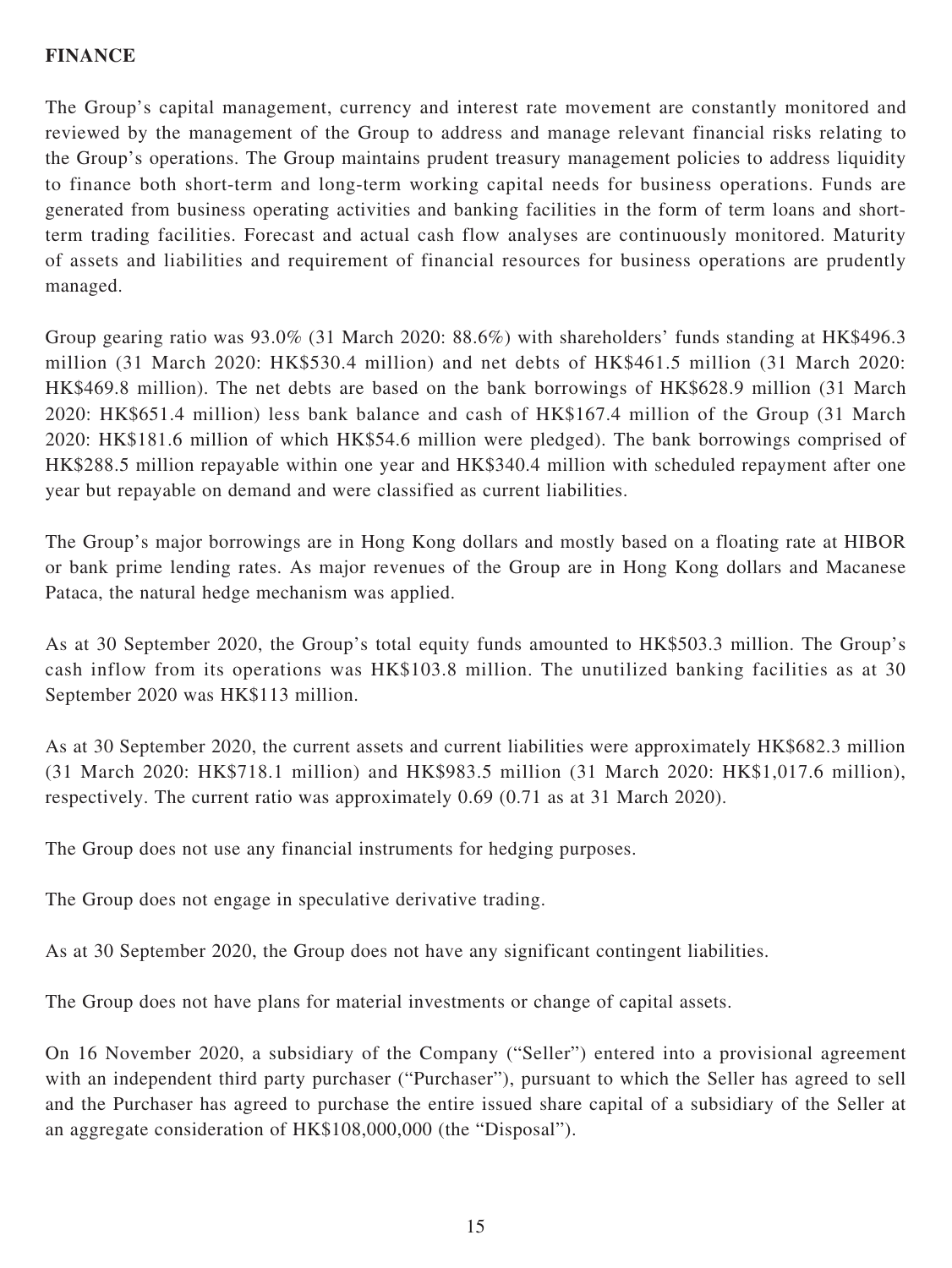# FINANCE

The Group's capital management, currency and interest rate movement are constantly monitored and reviewed by the management of the Group to address and manage relevant financial risks relating to the Group's operations. The Group maintains prudent treasury management policies to address liquidity to finance both short-term and long-term working capital needs for business operations. Funds are generated from business operating activities and banking facilities in the form of term loans and short-term trading facilities. Forecast and actual cash flow analyses are continuously monitored. Maturity of assets and liabilities and requirement of financial resources for business operations are prudently managed.

Group gearing ratio was 93.0% (31 March 2020: 88.6%) with shareholders' funds standing at HK$496.3 million (31 March 2020: HK$530.4 million) and net debts of HK$461.5 million (31 March 2020: HK$469.8 million). The net debts are based on the bank borrowings of HK$628.9 million (31 March 2020: HK$651.4 million) less bank balance and cash of HK$167.4 million of the Group (31 March 2020: HK$181.6 million of which HK$54.6 million were pledged). The bank borrowings comprised of HK$288.5 million repayable within one year and HK$340.4 million with scheduled repayment after one year but repayable on demand and were classified as current liabilities.

The Group's major borrowings are in Hong Kong dollars and mostly based on a floating rate at HIBOR or bank prime lending rates. As major revenues of the Group are in Hong Kong dollars and Macanese Pataca, the natural hedge mechanism was applied.

As at 30 September 2020, the Group's total equity funds amounted to HK$503.3 million. The Group's cash inflow from its operations was HK$103.8 million. The unutilized banking facilities as at 30 September 2020 was HK$113 million.

As at 30 September 2020, the current assets and current liabilities were approximately HK$682.3 million (31 March 2020: HK$718.1 million) and HK$983.5 million (31 March 2020: HK$1,017.6 million), respectively. The current ratio was approximately 0.69 (0.71 as at 31 March 2020).

The Group does not use any financial instruments for hedging purposes.

The Group does not engage in speculative derivative trading.

As at 30 September 2020, the Group does not have any significant contingent liabilities.

The Group does not have plans for material investments or change of capital assets.

On 16 November 2020, a subsidiary of the Company ("Seller") entered into a provisional agreement with an independent third party purchaser ("Purchaser"), pursuant to which the Seller has agreed to sell and the Purchaser has agreed to purchase the entire issued share capital of a subsidiary of the Seller at an aggregate consideration of HK$108,000,000 (the "Disposal").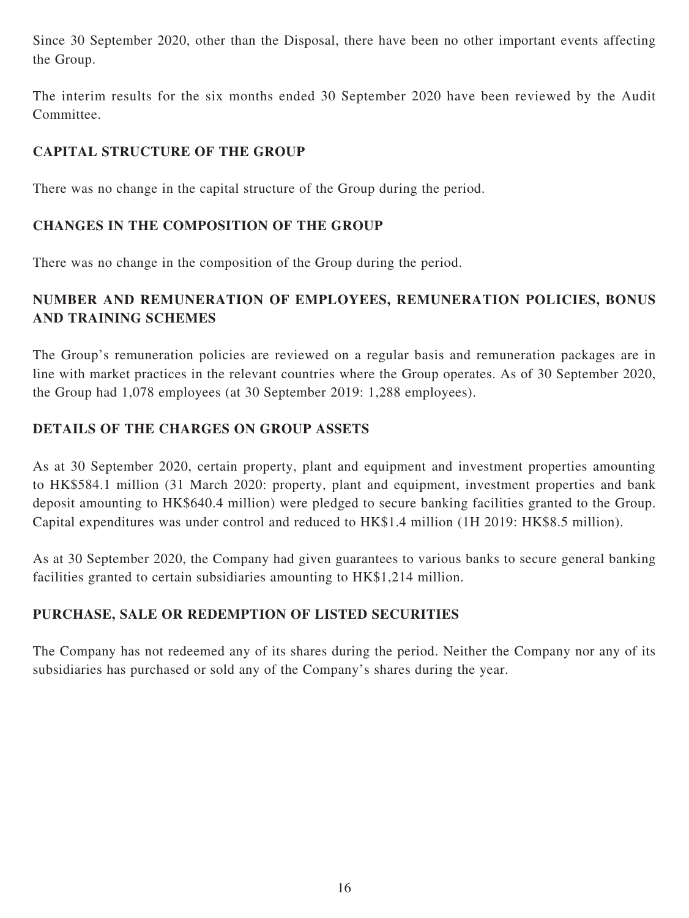Since 30 September 2020, other than the Disposal, there have been no other important events affecting the Group.

The interim results for the six months ended 30 September 2020 have been reviewed by the Audit Committee.

## CAPITAL STRUCTURE OF THE GROUP

There was no change in the capital structure of the Group during the period.

## CHANGES IN THE COMPOSITION OF THE GROUP

There was no change in the composition of the Group during the period.

## NUMBER AND REMUNERATION OF EMPLOYEES, REMUNERATION POLICIES, BONUS AND TRAINING SCHEMES

The Group's remuneration policies are reviewed on a regular basis and remuneration packages are in line with market practices in the relevant countries where the Group operates. As of 30 September 2020, the Group had 1,078 employees (at 30 September 2019: 1,288 employees).

## DETAILS OF THE CHARGES ON GROUP ASSETS

As at 30 September 2020, certain property, plant and equipment and investment properties amounting to HK$584.1 million (31 March 2020: property, plant and equipment, investment properties and bank deposit amounting to HK$640.4 million) were pledged to secure banking facilities granted to the Group. Capital expenditures was under control and reduced to HK$1.4 million (1H 2019: HK$8.5 million).

As at 30 September 2020, the Company had given guarantees to various banks to secure general banking facilities granted to certain subsidiaries amounting to HK$1,214 million.

## PURCHASE, SALE OR REDEMPTION OF LISTED SECURITIES

The Company has not redeemed any of its shares during the period. Neither the Company nor any of its subsidiaries has purchased or sold any of the Company's shares during the year.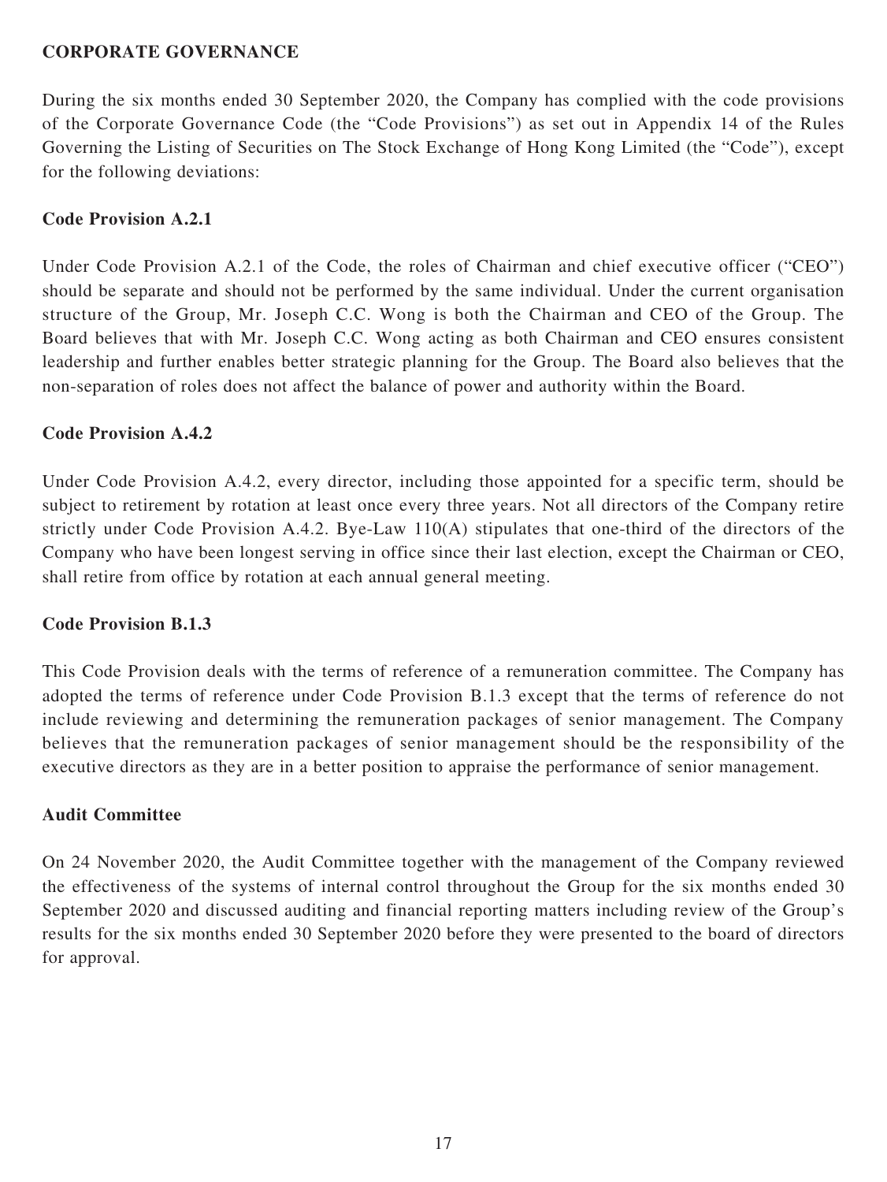## CORPORATE GOVERNANCE

During the six months ended 30 September 2020, the Company has complied with the code provisions of the Corporate Governance Code (the "Code Provisions") as set out in Appendix 14 of the Rules Governing the Listing of Securities on The Stock Exchange of Hong Kong Limited (the "Code"), except for the following deviations:

### Code Provision A.2.1

Under Code Provision A.2.1 of the Code, the roles of Chairman and chief executive officer ("CEO") should be separate and should not be performed by the same individual. Under the current organisation structure of the Group, Mr. Joseph C.C. Wong is both the Chairman and CEO of the Group. The Board believes that with Mr. Joseph C.C. Wong acting as both Chairman and CEO ensures consistent leadership and further enables better strategic planning for the Group. The Board also believes that the non-separation of roles does not affect the balance of power and authority within the Board.

### Code Provision A.4.2

Under Code Provision A.4.2, every director, including those appointed for a specific term, should be subject to retirement by rotation at least once every three years. Not all directors of the Company retire strictly under Code Provision A.4.2. Bye-Law 110(A) stipulates that one-third of the directors of the Company who have been longest serving in office since their last election, except the Chairman or CEO, shall retire from office by rotation at each annual general meeting.

### Code Provision B.1.3

This Code Provision deals with the terms of reference of a remuneration committee. The Company has adopted the terms of reference under Code Provision B.1.3 except that the terms of reference do not include reviewing and determining the remuneration packages of senior management. The Company believes that the remuneration packages of senior management should be the responsibility of the executive directors as they are in a better position to appraise the performance of senior management.

### Audit Committee

On 24 November 2020, the Audit Committee together with the management of the Company reviewed the effectiveness of the systems of internal control throughout the Group for the six months ended 30 September 2020 and discussed auditing and financial reporting matters including review of the Group's results for the six months ended 30 September 2020 before they were presented to the board of directors for approval.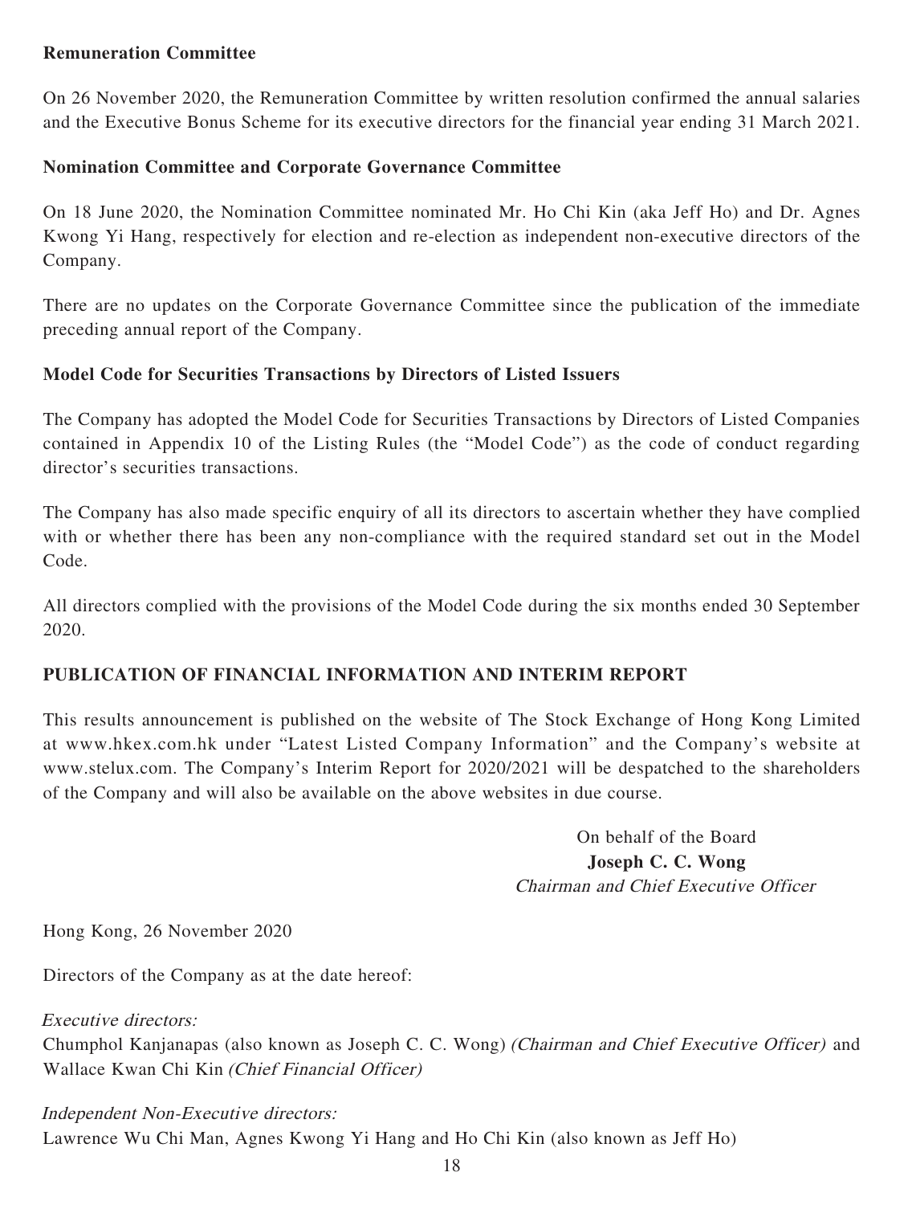**Remuneration Committee**

On 26 November 2020, the Remuneration Committee by written resolution confirmed the annual salaries and the Executive Bonus Scheme for its executive directors for the financial year ending 31 March 2021.

**Nomination Committee and Corporate Governance Committee**

On 18 June 2020, the Nomination Committee nominated Mr. Ho Chi Kin (aka Jeff Ho) and Dr. Agnes Kwong Yi Hang, respectively for election and re-election as independent non-executive directors of the Company.

There are no updates on the Corporate Governance Committee since the publication of the immediate preceding annual report of the Company.

**Model Code for Securities Transactions by Directors of Listed Issuers**

The Company has adopted the Model Code for Securities Transactions by Directors of Listed Companies contained in Appendix 10 of the Listing Rules (the "Model Code") as the code of conduct regarding director's securities transactions.

The Company has also made specific enquiry of all its directors to ascertain whether they have complied with or whether there has been any non-compliance with the required standard set out in the Model Code.

All directors complied with the provisions of the Model Code during the six months ended 30 September 2020.

## PUBLICATION OF FINANCIAL INFORMATION AND INTERIM REPORT

This results announcement is published on the website of The Stock Exchange of Hong Kong Limited at www.hkex.com.hk under "Latest Listed Company Information" and the Company's website at www.stelux.com. The Company's Interim Report for 2020/2021 will be despatched to the shareholders of the Company and will also be available on the above websites in due course.

On behalf of the Board
**Joseph C. C. Wong**
*Chairman and Chief Executive Officer*

Hong Kong, 26 November 2020

Directors of the Company as at the date hereof:

*Executive directors:*
Chumphol Kanjanapas (also known as Joseph C. C. Wong) *(Chairman and Chief Executive Officer)* and Wallace Kwan Chi Kin *(Chief Financial Officer)*

*Independent Non-Executive directors:*
Lawrence Wu Chi Man, Agnes Kwong Yi Hang and Ho Chi Kin (also known as Jeff Ho)